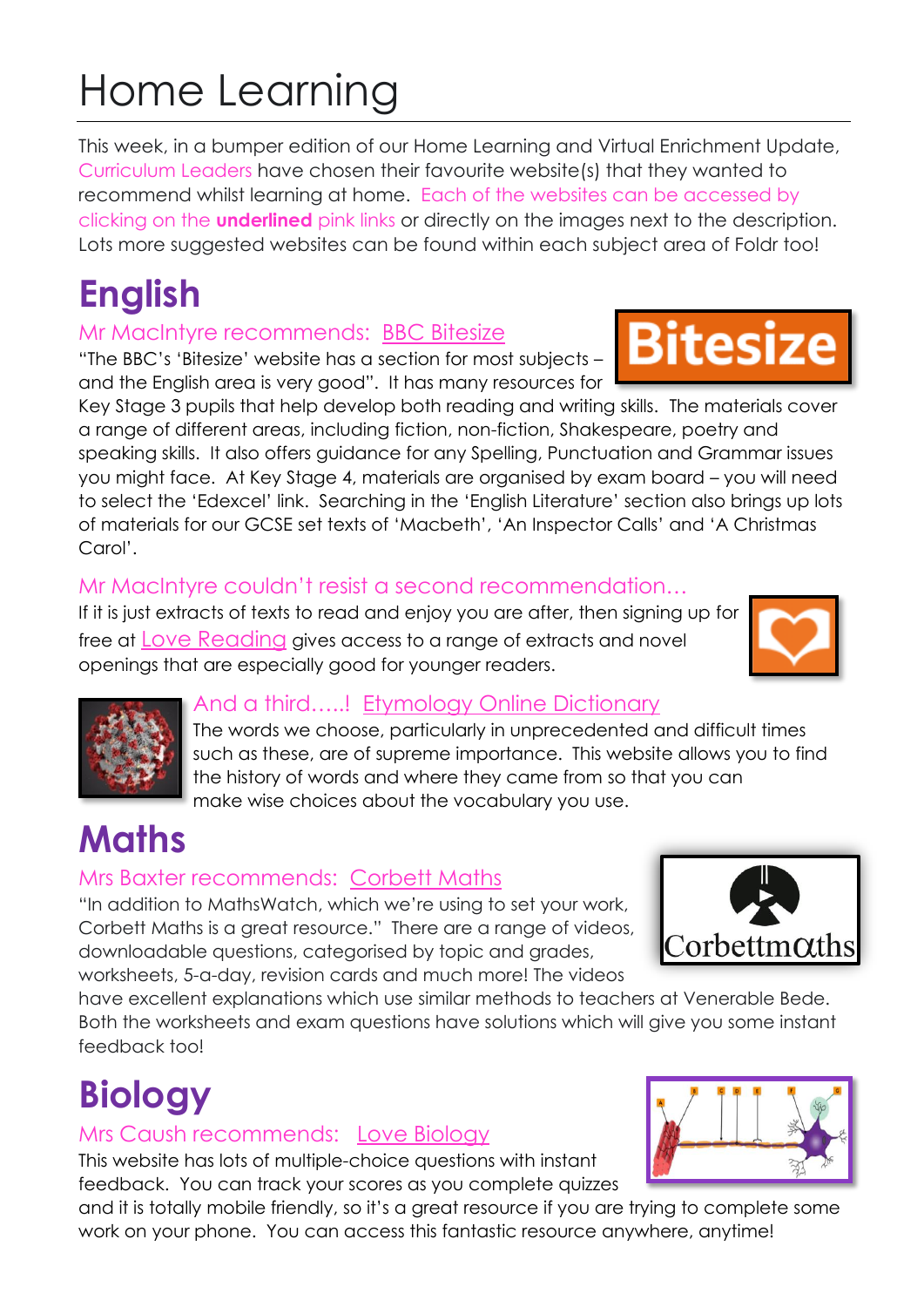# Home Learning

This week, in a bumper edition of our Home Learning and Virtual Enrichment Update, Curriculum Leaders have chosen their favourite website(s) that they wanted to recommend whilst learning at home. Each of the websites can be accessed by clicking on the **underlined** pink links or directly on the images next to the description. Lots more suggested websites can be found within each subject area of Foldr too!

## English

### Mr MacIntyre recommends: BBC Bitesize

"The BBC's 'Bitesize' website has a section for most subjects – and the English area is very good". It has many resources for Key Stage 3 pupils that help develop both reading and writing skills. The materials cover a range of different areas, including fiction, non-fiction, Shakespeare, poetry and speaking skills. It also offers guidance for any Spelling, Punctuation and Grammar issues you might face. At Key Stage 4, materials are organised by exam board – you will need to select the 'Edexcel' link. Searching in the 'English Literature' section also brings up lots of materials for our GCSE set texts of 'Macbeth', 'An Inspector Calls' and 'A Christmas Carol'.

### Mr MacIntyre couldn't resist a second recommendation…

If it is just extracts of texts to read and enjoy you are after, then signing up for free at Love Reading gives access to a range of extracts and novel openings that are especially good for younger readers.

### And a third…..! Etymology Online Dictionary

The words we choose, particularly in unprecedented and difficult times such as these, are of supreme importance. This website allows you to find the history of words and where they came from so that you can make wise choices about the vocabulary you use.

## Maths

### Mrs Baxter recommends: Corbett Maths

"In addition to MathsWatch, which we're using to set your work, Corbett Maths is a great resource." There are a range of videos, downloadable questions, categorised by topic and grades, worksheets, 5-a-day, revision cards and much more! The videos have excellent explanations which use similar methods to teachers at Venerable Bede. Both the worksheets and exam questions have solutions which will give you some instant feedback too!

## Biology

### Mrs Caush recommends: Love Biology

This website has lots of multiple-choice questions with instant feedback. You can track your scores as you complete quizzes and it is totally mobile friendly, so it's a great resource if you are trying to complete some work on your phone. You can access this fantastic resource anywhere, anytime!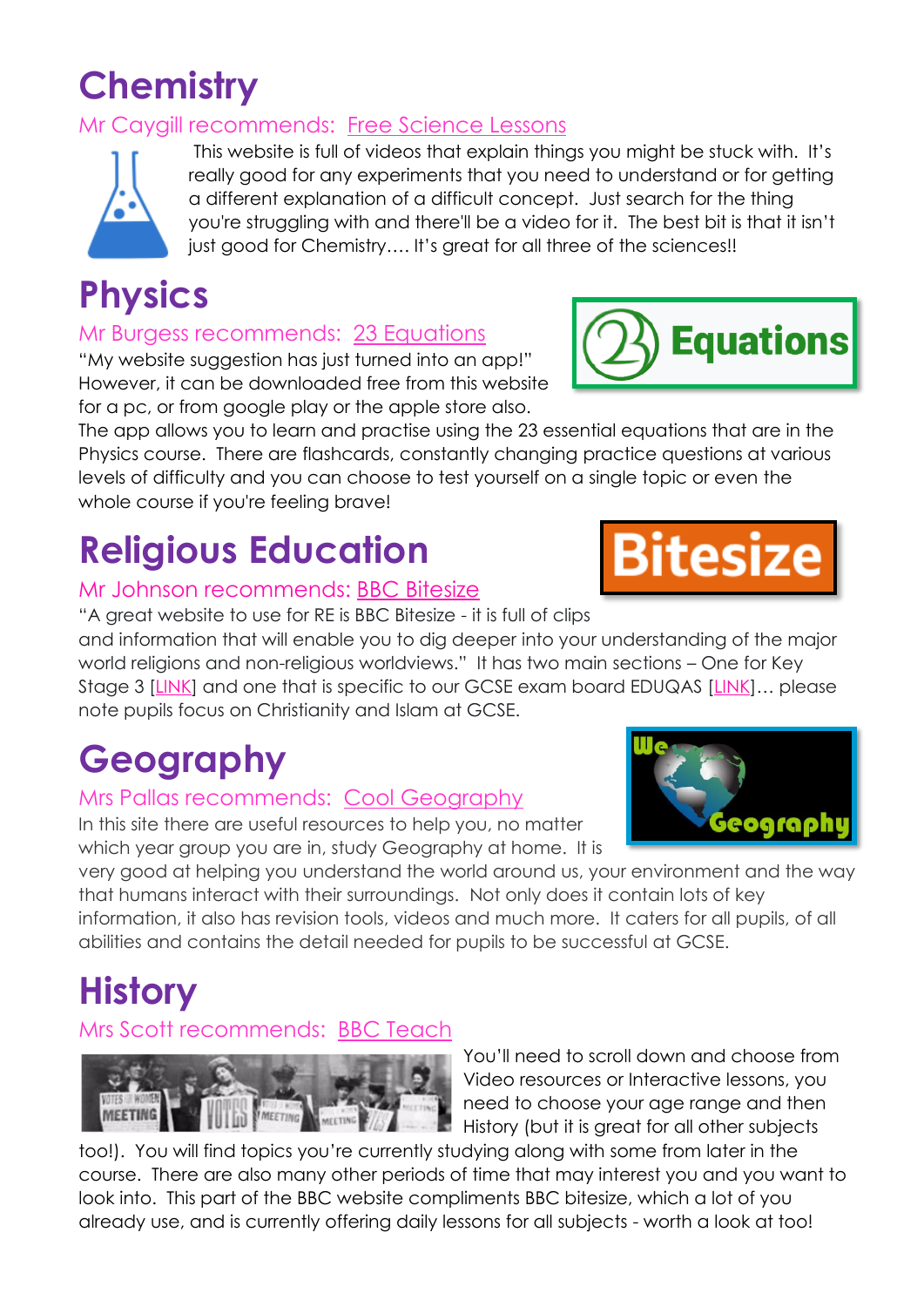# Chemistry

Mr Caygill recommends: Free Science Lessons

This website is full of videos that explain things you might be stuck with. It's really good for any experiments that you need to understand or for getting a different explanation of a difficult concept. Just search for the thing you're struggling with and there'll be a video for it. The best bit is that it isn't just good for Chemistry…. It's great for all three of the sciences!!

# Physics

Mr Burgess recommends: 23 Equations

"My website suggestion has just turned into an app!" However, it can be downloaded free from this website for a pc, or from google play or the apple store also. The app allows you to learn and practise using the 23 essential equations that are in the Physics course. There are flashcards, constantly changing practice questions at various levels of difficulty and you can choose to test yourself on a single topic or even the whole course if you're feeling brave!

# Religious Education

Mr Johnson recommends: BBC Bitesize

"A great website to use for RE is BBC Bitesize - it is full of clips and information that will enable you to dig deeper into your understanding of the major world religions and non-religious worldviews." It has two main sections – One for Key Stage 3 [LINK] and one that is specific to our GCSE exam board EDUQAS [LINK]… please note pupils focus on Christianity and Islam at GCSE.

# Geography

Mrs Pallas recommends: Cool Geography

In this site there are useful resources to help you, no matter which year group you are in, study Geography at home. It is very good at helping you understand the world around us, your environment and the way that humans interact with their surroundings. Not only does it contain lots of key information, it also has revision tools, videos and much more. It caters for all pupils, of all abilities and contains the detail needed for pupils to be successful at GCSE.

# History

Mrs Scott recommends: BBC Teach

You'll need to scroll down and choose from Video resources or Interactive lessons, you need to choose your age range and then History (but it is great for all other subjects too!). You will find topics you're currently studying along with some from later in the course. There are also many other periods of time that may interest you and you want to look into. This part of the BBC website compliments BBC bitesize, which a lot of you already use, and is currently offering daily lessons for all subjects - worth a look at too!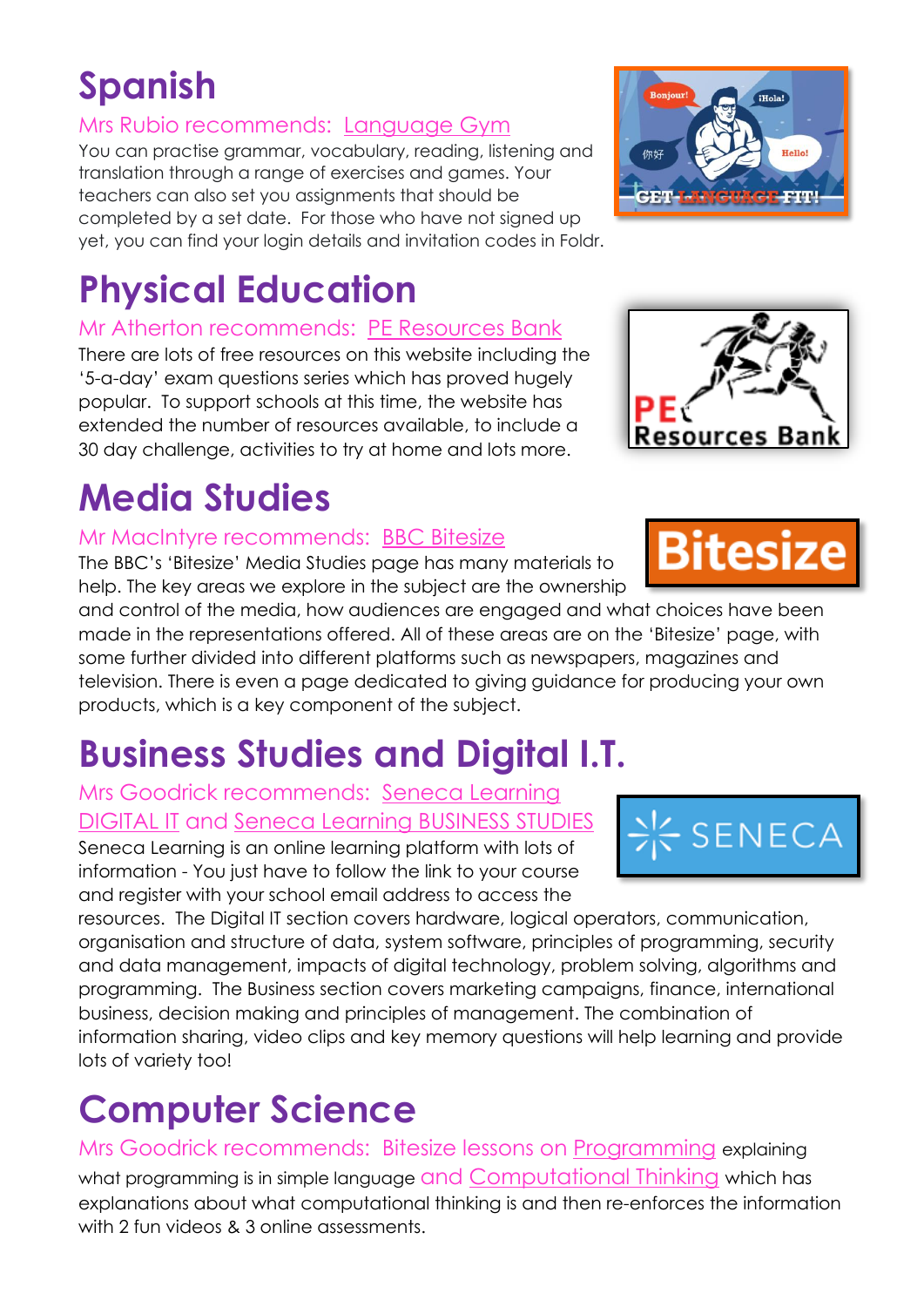# Spanish

Mrs Rubio recommends: Language Gym

You can practise grammar, vocabulary, reading, listening and translation through a range of exercises and games. Your teachers can also set you assignments that should be completed by a set date. For those who have not signed up yet, you can find your login details and invitation codes in Foldr.

# Physical Education

Mr Atherton recommends: PE Resources Bank

There are lots of free resources on this website including the '5-a-day' exam questions series which has proved hugely popular. To support schools at this time, the website has extended the number of resources available, to include a 30 day challenge, activities to try at home and lots more.

# Media Studies

Mr MacIntyre recommends: BBC Bitesize

The BBC's 'Bitesize' Media Studies page has many materials to help. The key areas we explore in the subject are the ownership and control of the media, how audiences are engaged and what choices have been made in the representations offered. All of these areas are on the 'Bitesize' page, with some further divided into different platforms such as newspapers, magazines and television. There is even a page dedicated to giving guidance for producing your own products, which is a key component of the subject.

# Business Studies and Digital I.T.

Mrs Goodrick recommends: Seneca Learning DIGITAL IT and Seneca Learning BUSINESS STUDIES

Seneca Learning is an online learning platform with lots of information - You just have to follow the link to your course and register with your school email address to access the resources. The Digital IT section covers hardware, logical operators, communication, organisation and structure of data, system software, principles of programming, security and data management, impacts of digital technology, problem solving, algorithms and programming. The Business section covers marketing campaigns, finance, international business, decision making and principles of management. The combination of information sharing, video clips and key memory questions will help learning and provide lots of variety too!

# Computer Science

Mrs Goodrick recommends: Bitesize lessons on Programming explaining what programming is in simple language and Computational Thinking which has explanations about what computational thinking is and then re-enforces the information with 2 fun videos & 3 online assessments.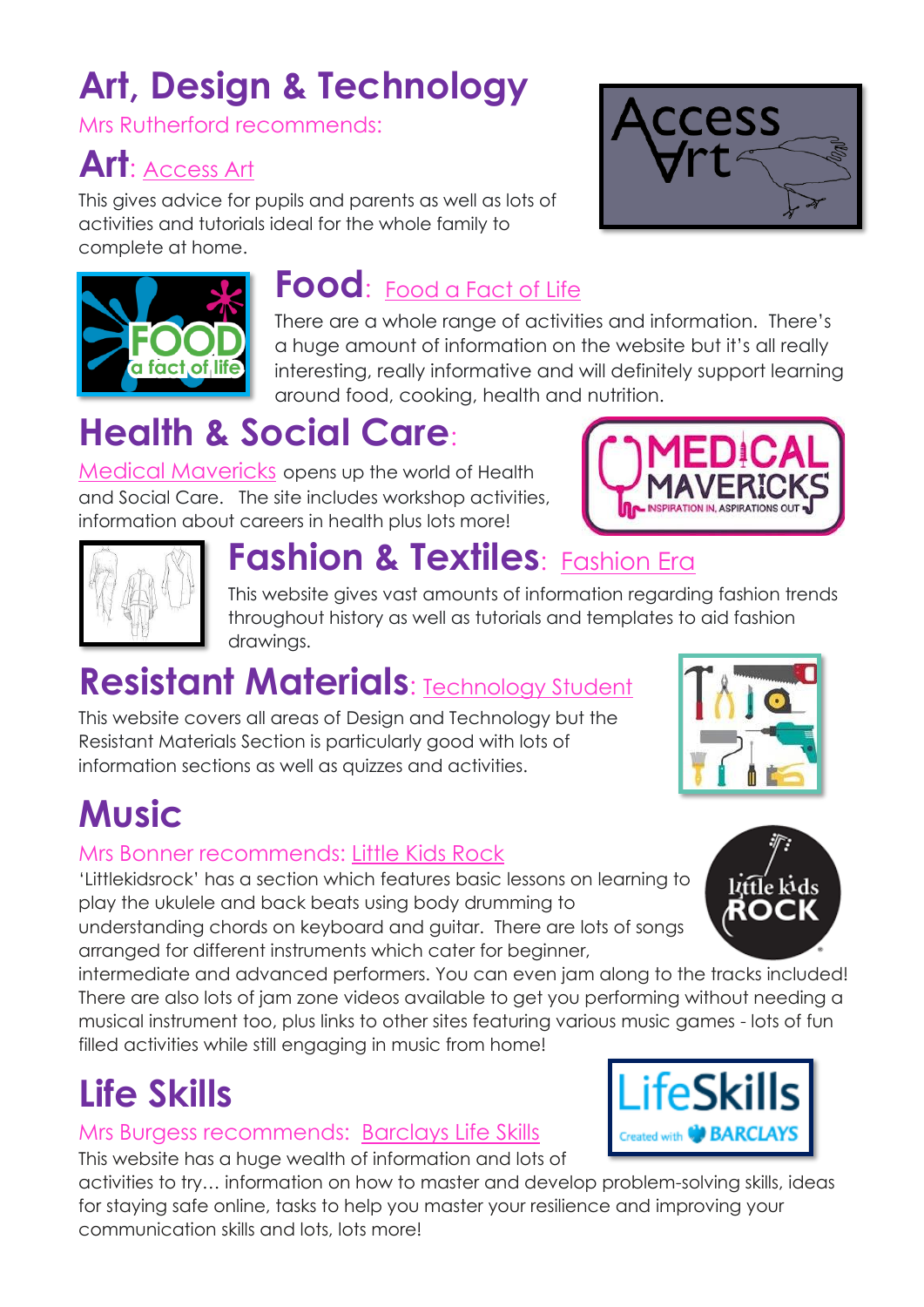# Art, Design & Technology

Mrs Rutherford recommends:

## Art: Access Art

This gives advice for pupils and parents as well as lots of activities and tutorials ideal for the whole family to complete at home.

## Food: Food a Fact of Life

There are a whole range of activities and information. There's a huge amount of information on the website but it's all really interesting, really informative and will definitely support learning around food, cooking, health and nutrition.

## Health & Social Care:

Medical Mavericks opens up the world of Health and Social Care. The site includes workshop activities, information about careers in health plus lots more!

## Fashion & Textiles: Fashion Era

This website gives vast amounts of information regarding fashion trends throughout history as well as tutorials and templates to aid fashion drawings.

## Resistant Materials: Technology Student

This website covers all areas of Design and Technology but the Resistant Materials Section is particularly good with lots of information sections as well as quizzes and activities.

# Music

Mrs Bonner recommends: Little Kids Rock

'Littlekidsrock' has a section which features basic lessons on learning to play the ukulele and back beats using body drumming to understanding chords on keyboard and guitar. There are lots of songs arranged for different instruments which cater for beginner, intermediate and advanced performers. You can even jam along to the tracks included! There are also lots of jam zone videos available to get you performing without needing a musical instrument too, plus links to other sites featuring various music games - lots of fun filled activities while still engaging in music from home!

# Life Skills

Mrs Burgess recommends: Barclays Life Skills

This website has a huge wealth of information and lots of activities to try… information on how to master and develop problem-solving skills, ideas for staying safe online, tasks to help you master your resilience and improving your communication skills and lots, lots more!